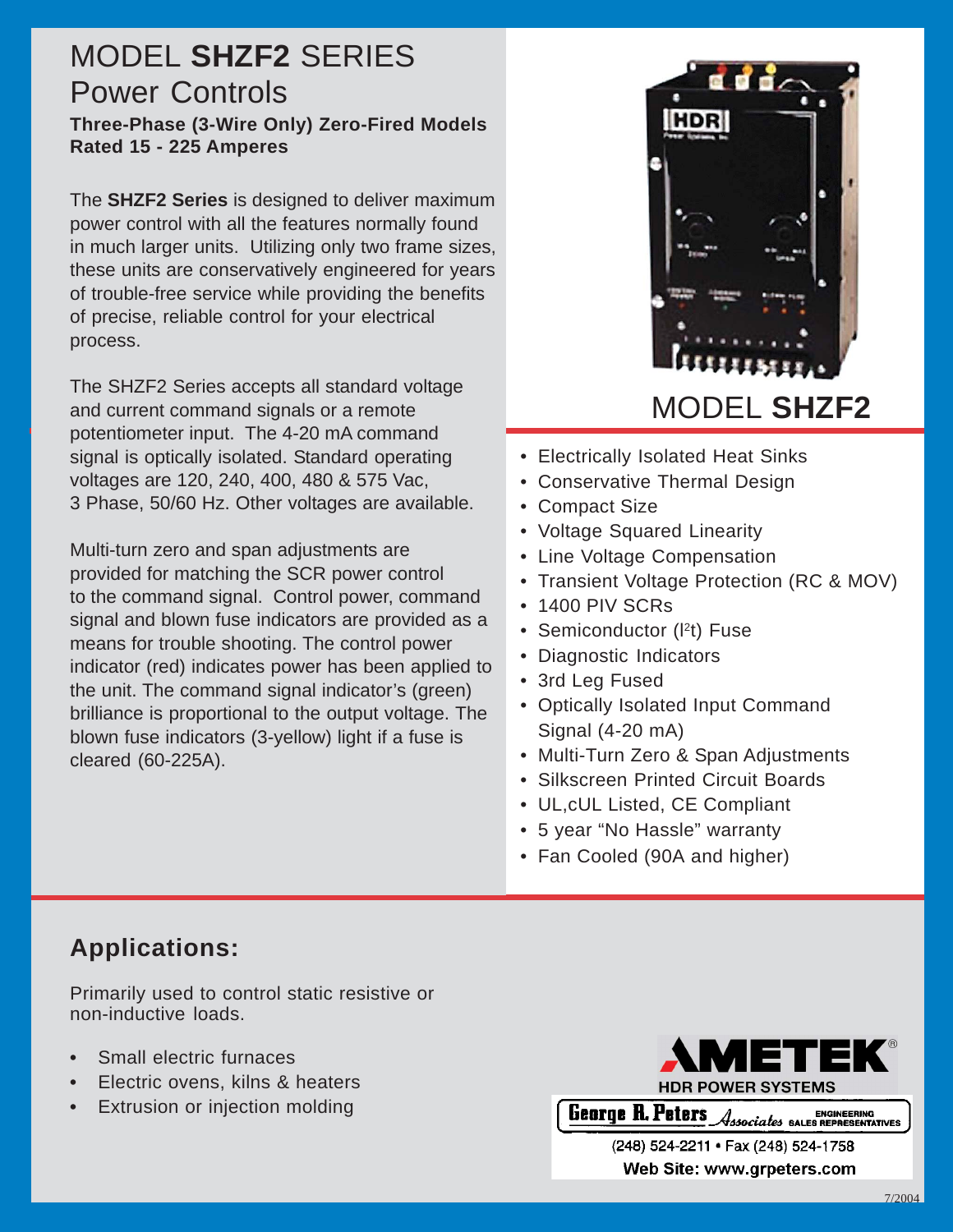# MODEL **SHZF2** SERIES Power Controls

**Three-Phase (3-Wire Only) Zero-Fired Models Rated 15 - 225 Amperes**

The **SHZF2 Series** is designed to deliver maximum power control with all the features normally found in much larger units. Utilizing only two frame sizes, these units are conservatively engineered for years of trouble-free service while providing the benefits of precise, reliable control for your electrical process.

The SHZF2 Series accepts all standard voltage and current command signals or a remote potentiometer input. The 4-20 mA command signal is optically isolated. Standard operating voltages are 120, 240, 400, 480 & 575 Vac, 3 Phase, 50/60 Hz. Other voltages are available.

Multi-turn zero and span adjustments are provided for matching the SCR power control to the command signal. Control power, command signal and blown fuse indicators are provided as a means for trouble shooting. The control power indicator (red) indicates power has been applied to the unit. The command signal indicator's (green) brilliance is proportional to the output voltage. The blown fuse indicators (3-yellow) light if a fuse is cleared (60-225A).

## MODEL **SHZF2**

- Electrically Isolated Heat Sinks
- Conservative Thermal Design
- Compact Size
- Voltage Squared Linearity
- Line Voltage Compensation
- Transient Voltage Protection (RC & MOV)
- 1400 PIV SCRs
- Semiconductor ($I^2t$) Fuse
- Diagnostic Indicators
- 3rd Leg Fused
- Optically Isolated Input Command Signal (4-20 mA)
- Multi-Turn Zero & Span Adjustments
- Silkscreen Printed Circuit Boards
- UL,cUL Listed, CE Compliant
- 5 year "No Hassle" warranty
- Fan Cooled (90A and higher)

## Applications:

Primarily used to control static resistive or non-inductive loads.

- Small electric furnaces
- Electric ovens, kilns & heaters
- Extrusion or injection molding

AMETEK®
HDR POWER SYSTEMS

George R. Peters Associates ENGINEERING SALES REPRESENTATIVES
(248) 524-2211 • Fax (248) 524-1758
**Web Site: www.grpeters.com**

7/2004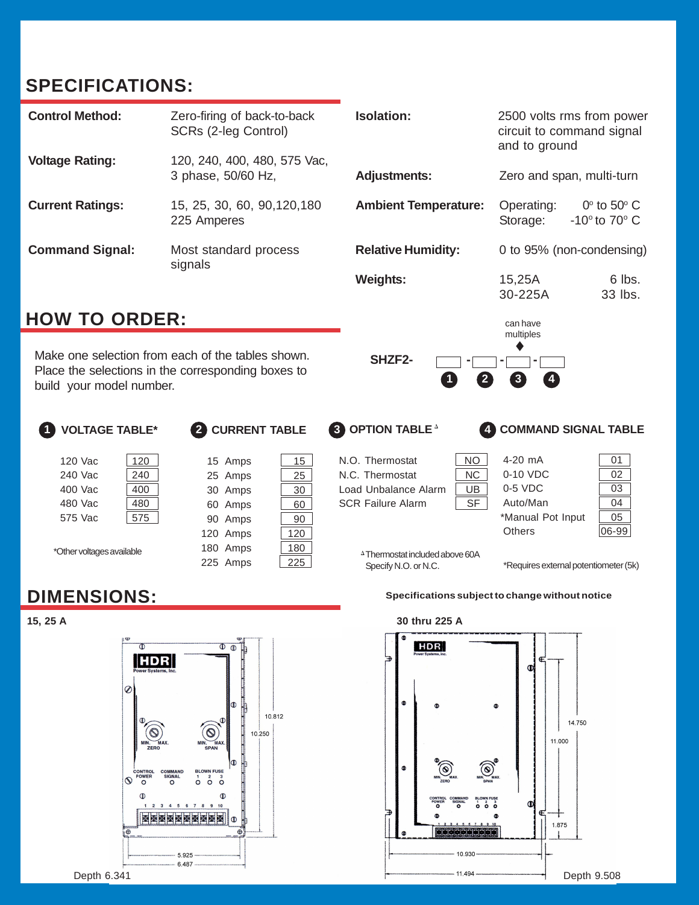## SPECIFICATIONS:

| | |
|---|---|
| **Control Method:** | Zero-firing of back-to-back SCRs (2-leg Control) |
| **Voltage Rating:** | 120, 240, 400, 480, 575 Vac, 3 phase, 50/60 Hz, |
| **Current Ratings:** | 15, 25, 30, 60, 90,120,180 225 Amperes |
| **Command Signal:** | Most standard process signals |
| **Isolation:** | 2500 volts rms from power circuit to command signal and to ground |
| **Adjustments:** | Zero and span, multi-turn |
| **Ambient Temperature:** | Operating: 0° to 50° C<br>Storage: -10° to 70° C |
| **Relative Humidity:** | 0 to 95% (non-condensing) |
| **Weights:** | 15,25A 6 lbs.<br>30-225A 33 lbs. |

## HOW TO ORDER:

Make one selection from each of the tables shown. Place the selections in the corresponding boxes to build your model number.

SHZF2- [ 1 ] - [ 2 ] - [ 3 ] - [ 4 ]

(3: can have multiples)

### 1 VOLTAGE TABLE*

| | |
|---|---|
| 120 Vac | 120 |
| 240 Vac | 240 |
| 400 Vac | 400 |
| 480 Vac | 480 |
| 575 Vac | 575 |

*Other voltages available

### 2 CURRENT TABLE

| | |
|---|---|
| 15 Amps | 15 |
| 25 Amps | 25 |
| 30 Amps | 30 |
| 60 Amps | 60 |
| 90 Amps | 90 |
| 120 Amps | 120 |
| 180 Amps | 180 |
| 225 Amps | 225 |

### 3 OPTION TABLE Δ

| | |
|---|---|
| N.O. Thermostat | NO |
| N.C. Thermostat | NC |
| Load Unbalance Alarm | UB |
| SCR Failure Alarm | SF |

Δ Thermostat included above 60A Specify N.O. or N.C.

### 4 COMMAND SIGNAL TABLE

| | |
|---|---|
| 4-20 mA | 01 |
| 0-10 VDC | 02 |
| 0-5 VDC | 03 |
| Auto/Man | 04 |
| *Manual Pot Input | 05 |
| Others | 06-99 |

*Requires external potentiometer (5k)

**Specifications subject to change without notice**

## DIMENSIONS:

**15, 25 A**

HDR Power Systems, Inc.
MIN. MAX. ZERO
MIN. MAX. SPAN
CONTROL POWER
COMMAND SIGNAL
BLOWN FUSE 1 2 3
1 2 3 4 5 6 7 8 9 10
10.812
10.250
5.925
6.487

Depth 6.341

**30 thru 225 A**

HDR Power Systems, Inc.
MIN. MAX. ZERO
MIN. MAX. SPAN
CONTROL POWER
COMMAND SIGNAL
BLOWN FUSE 1 2 3
1 2 3 4 5 6 7 8 9 10
14.750
11.000
1.875
10.930
11.494

Depth 9.508